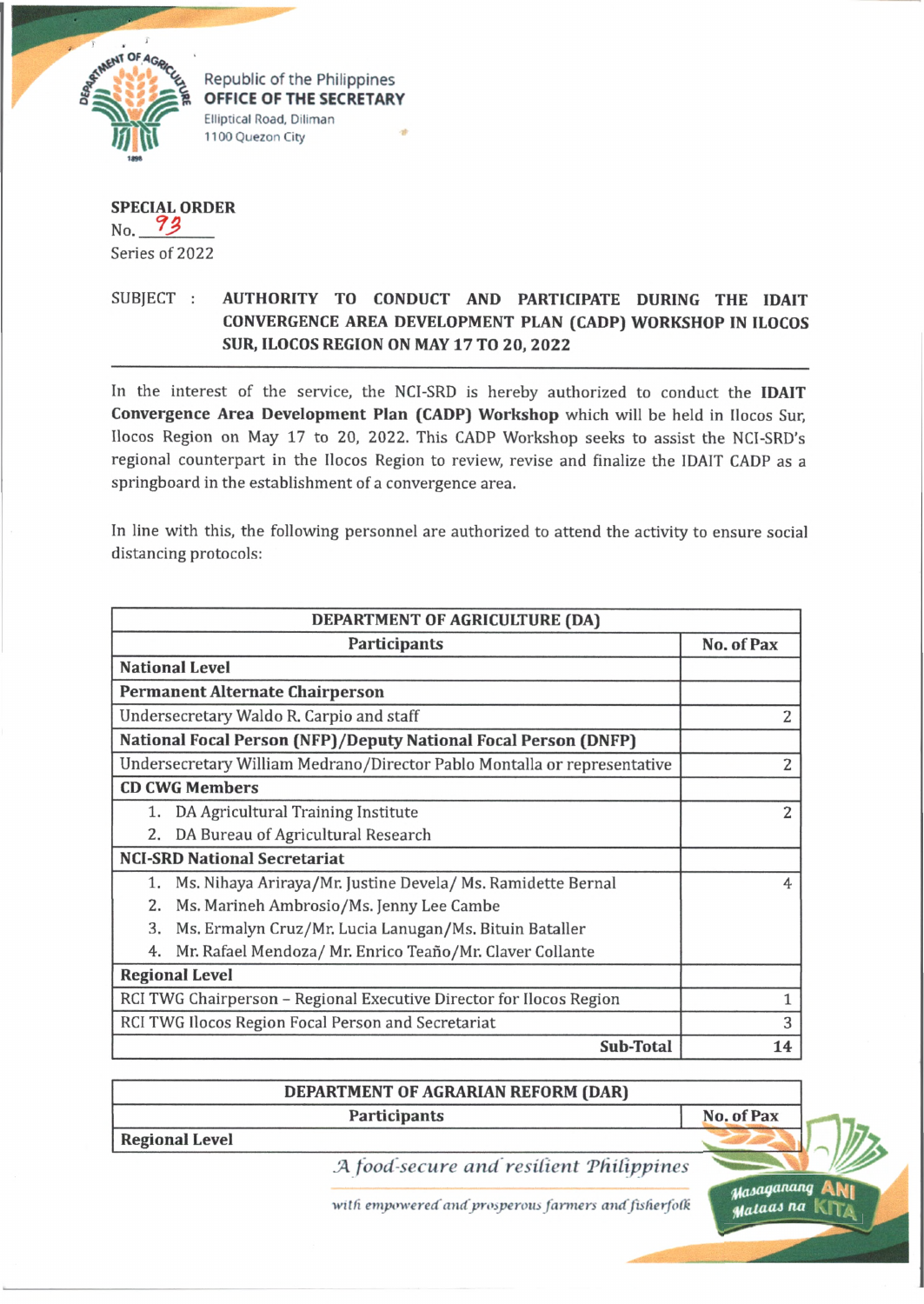Republic of the Philippines
**OFFICE OF THE SECRETARY**
Elliptical Road, Diliman
1100 Quezon City

**SPECIAL ORDER**
No. 93
Series of 2022

SUBJECT : **AUTHORITY TO CONDUCT AND PARTICIPATE DURING THE IDAIT CONVERGENCE AREA DEVELOPMENT PLAN (CADP) WORKSHOP IN ILOCOS SUR, ILOCOS REGION ON MAY 17 TO 20, 2022**

In the interest of the service, the NCI-SRD is hereby authorized to conduct the **IDAIT Convergence Area Development Plan (CADP) Workshop** which will be held in Ilocos Sur, Ilocos Region on May 17 to 20, 2022. This CADP Workshop seeks to assist the NCI-SRD's regional counterpart in the Ilocos Region to review, revise and finalize the IDAIT CADP as a springboard in the establishment of a convergence area.

In line with this, the following personnel are authorized to attend the activity to ensure social distancing protocols:

| **DEPARTMENT OF AGRICULTURE (DA)** | |
|---|---|
| **Participants** | **No. of Pax** |
| **National Level** | |
| **Permanent Alternate Chairperson** | |
| Undersecretary Waldo R. Carpio and staff | 2 |
| **National Focal Person (NFP)/Deputy National Focal Person (DNFP)** | |
| Undersecretary William Medrano/Director Pablo Montalla or representative | 2 |
| **CD CWG Members** | |
| 1. DA Agricultural Training Institute<br>2. DA Bureau of Agricultural Research | 2 |
| **NCI-SRD National Secretariat** | |
| 1. Ms. Nihaya Ariraya/Mr. Justine Devela/ Ms. Ramidette Bernal<br>2. Ms. Marineh Ambrosio/Ms. Jenny Lee Cambe<br>3. Ms. Ermalyn Cruz/Mr. Lucia Lanugan/Ms. Bituin Bataller<br>4. Mr. Rafael Mendoza/ Mr. Enrico Teaño/Mr. Claver Collante | 4 |
| **Regional Level** | |
| RCI TWG Chairperson – Regional Executive Director for Ilocos Region | 1 |
| RCI TWG Ilocos Region Focal Person and Secretariat | 3 |
| **Sub-Total** | **14** |

| **DEPARTMENT OF AGRARIAN REFORM (DAR)** | |
|---|---|
| **Participants** | **No. of Pax** |
| **Regional Level** | |

*A food-secure and resilient Philippines*
*with empowered and prosperous farmers and fisherfolk*

Masaganang ANI Mataas na KITA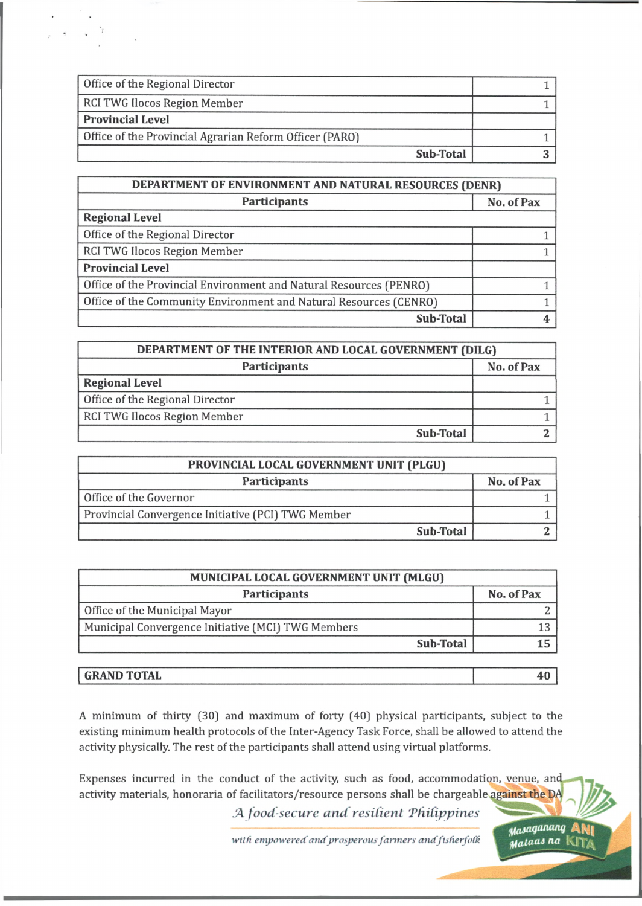| Office of the Regional Director | 1 |
|---|---|
| RCI TWG Ilocos Region Member | 1 |
| **Provincial Level** | |
| Office of the Provincial Agrarian Reform Officer (PARO) | 1 |
| **Sub-Total** | **3** |

| DEPARTMENT OF ENVIRONMENT AND NATURAL RESOURCES (DENR) | |
|---|---|
| **Participants** | **No. of Pax** |
| **Regional Level** | |
| Office of the Regional Director | 1 |
| RCI TWG Ilocos Region Member | 1 |
| **Provincial Level** | |
| Office of the Provincial Environment and Natural Resources (PENRO) | 1 |
| Office of the Community Environment and Natural Resources (CENRO) | 1 |
| **Sub-Total** | **4** |

| DEPARTMENT OF THE INTERIOR AND LOCAL GOVERNMENT (DILG) | |
|---|---|
| **Participants** | **No. of Pax** |
| **Regional Level** | |
| Office of the Regional Director | 1 |
| RCI TWG Ilocos Region Member | 1 |
| **Sub-Total** | **2** |

| PROVINCIAL LOCAL GOVERNMENT UNIT (PLGU) | |
|---|---|
| **Participants** | **No. of Pax** |
| Office of the Governor | 1 |
| Provincial Convergence Initiative (PCI) TWG Member | 1 |
| **Sub-Total** | **2** |

| MUNICIPAL LOCAL GOVERNMENT UNIT (MLGU) | |
|---|---|
| **Participants** | **No. of Pax** |
| Office of the Municipal Mayor | 2 |
| Municipal Convergence Initiative (MCI) TWG Members | 13 |
| **Sub-Total** | **15** |

| **GRAND TOTAL** | **40** |
|---|---|

A minimum of thirty (30) and maximum of forty (40) physical participants, subject to the existing minimum health protocols of the Inter-Agency Task Force, shall be allowed to attend the activity physically. The rest of the participants shall attend using virtual platforms.

Expenses incurred in the conduct of the activity, such as food, accommodation, venue, and activity materials, honoraria of facilitators/resource persons shall be chargeable against the DA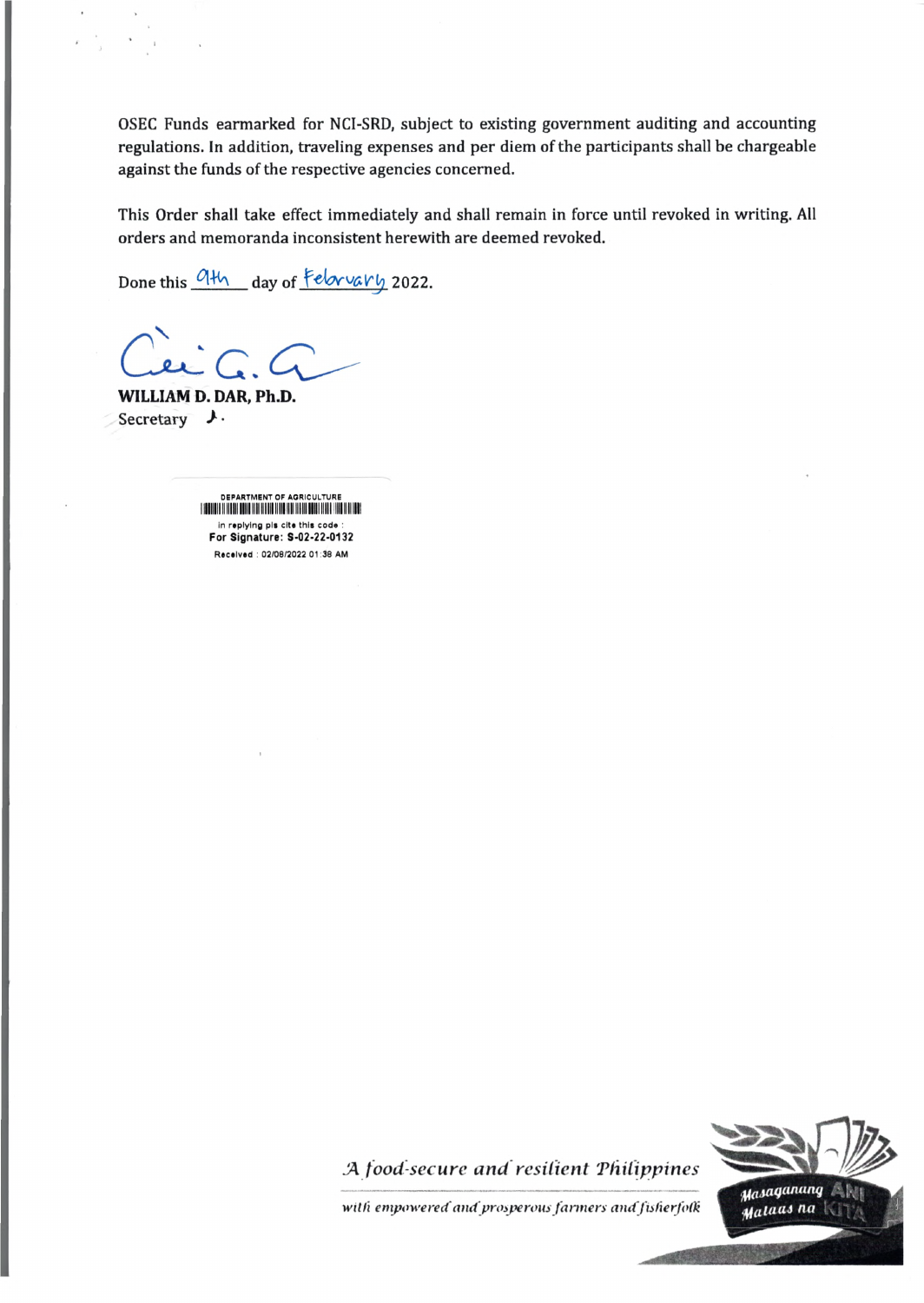OSEC Funds earmarked for NCI-SRD, subject to existing government auditing and accounting regulations. In addition, traveling expenses and per diem of the participants shall be chargeable against the funds of the respective agencies concerned.

This Order shall take effect immediately and shall remain in force until revoked in writing. All orders and memoranda inconsistent herewith are deemed revoked.

Done this 9th day of February 2022.

**WILLIAM D. DAR, Ph.D.**
Secretary

DEPARTMENT OF AGRICULTURE
in replying pls cite this code :
For Signature: S-02-22-0132
Received : 02/08/2022 01:38 AM

*A food-secure and resilient Philippines*

*with empowered and prosperous farmers and fisherfolk*

Masaganang ANI Mataas na KITA